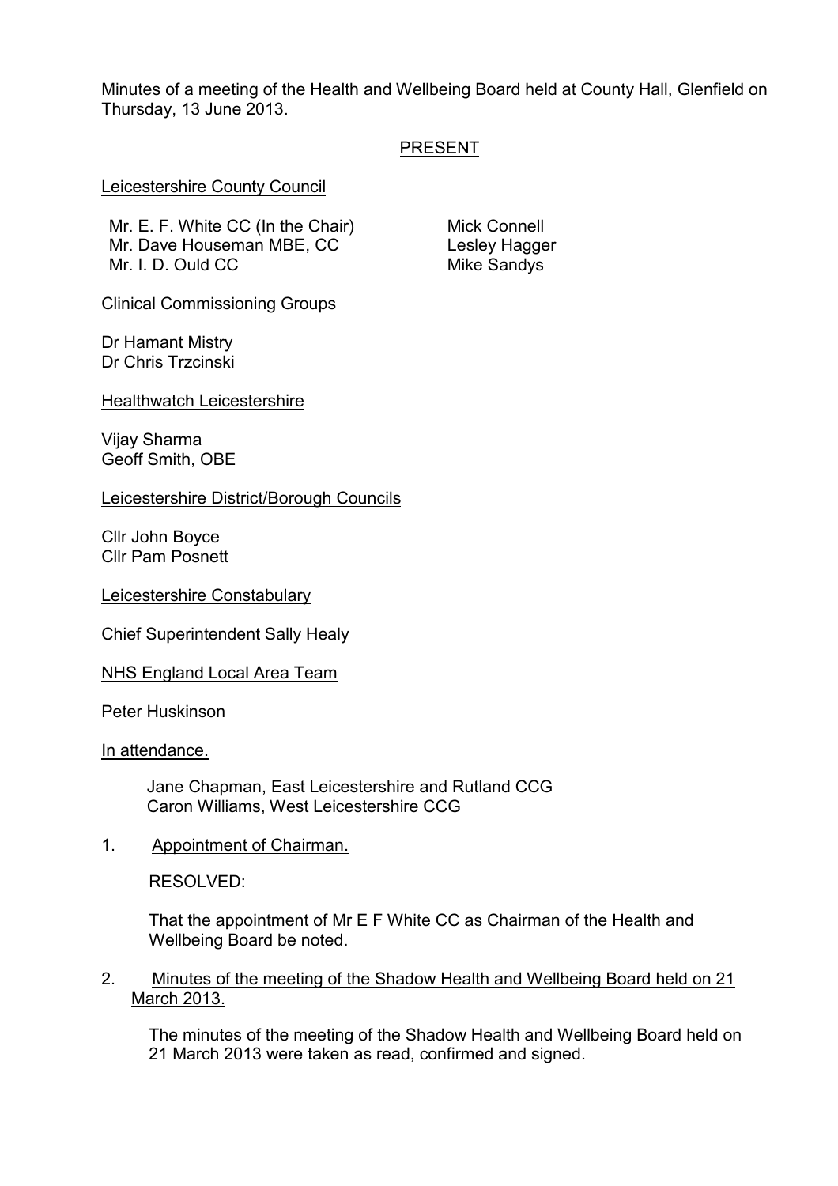Minutes of a meeting of the Health and Wellbeing Board held at County Hall, Glenfield on Thursday, 13 June 2013.

## PRESENT

Leicestershire County Council

Mr. E. F. White CC (In the Chair)
Mr. Dave Houseman MBE, CC
Mr. I. D. Ould CC
Mick Connell
Lesley Hagger
Mike Sandys

Clinical Commissioning Groups

Dr Hamant Mistry
Dr Chris Trzcinski

Healthwatch Leicestershire

Vijay Sharma
Geoff Smith, OBE

Leicestershire District/Borough Councils

Cllr John Boyce
Cllr Pam Posnett

Leicestershire Constabulary

Chief Superintendent Sally Healy

NHS England Local Area Team

Peter Huskinson

In attendance.

Jane Chapman, East Leicestershire and Rutland CCG
Caron Williams, West Leicestershire CCG

1. Appointment of Chairman.

   RESOLVED:

   That the appointment of Mr E F White CC as Chairman of the Health and Wellbeing Board be noted.

2. Minutes of the meeting of the Shadow Health and Wellbeing Board held on 21 March 2013.

   The minutes of the meeting of the Shadow Health and Wellbeing Board held on 21 March 2013 were taken as read, confirmed and signed.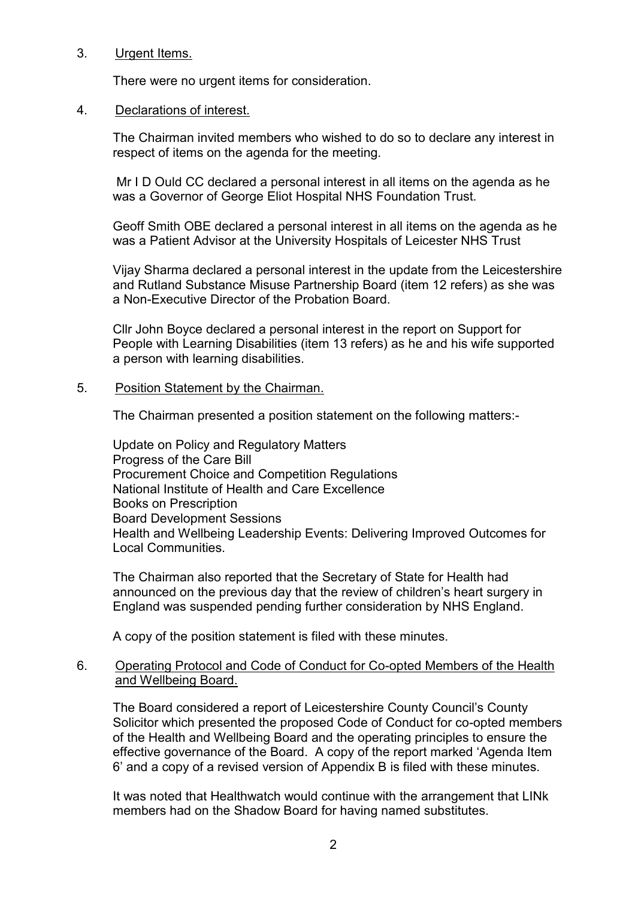3. Urgent Items.

There were no urgent items for consideration.

4. Declarations of interest.

The Chairman invited members who wished to do so to declare any interest in respect of items on the agenda for the meeting.

Mr I D Ould CC declared a personal interest in all items on the agenda as he was a Governor of George Eliot Hospital NHS Foundation Trust.

Geoff Smith OBE declared a personal interest in all items on the agenda as he was a Patient Advisor at the University Hospitals of Leicester NHS Trust

Vijay Sharma declared a personal interest in the update from the Leicestershire and Rutland Substance Misuse Partnership Board (item 12 refers) as she was a Non-Executive Director of the Probation Board.

Cllr John Boyce declared a personal interest in the report on Support for People with Learning Disabilities (item 13 refers) as he and his wife supported a person with learning disabilities.

5. Position Statement by the Chairman.

The Chairman presented a position statement on the following matters:-

Update on Policy and Regulatory Matters
Progress of the Care Bill
Procurement Choice and Competition Regulations
National Institute of Health and Care Excellence
Books on Prescription
Board Development Sessions
Health and Wellbeing Leadership Events: Delivering Improved Outcomes for Local Communities.

The Chairman also reported that the Secretary of State for Health had announced on the previous day that the review of children's heart surgery in England was suspended pending further consideration by NHS England.

A copy of the position statement is filed with these minutes.

6. Operating Protocol and Code of Conduct for Co-opted Members of the Health and Wellbeing Board.

The Board considered a report of Leicestershire County Council's County Solicitor which presented the proposed Code of Conduct for co-opted members of the Health and Wellbeing Board and the operating principles to ensure the effective governance of the Board. A copy of the report marked 'Agenda Item 6' and a copy of a revised version of Appendix B is filed with these minutes.

It was noted that Healthwatch would continue with the arrangement that LINk members had on the Shadow Board for having named substitutes.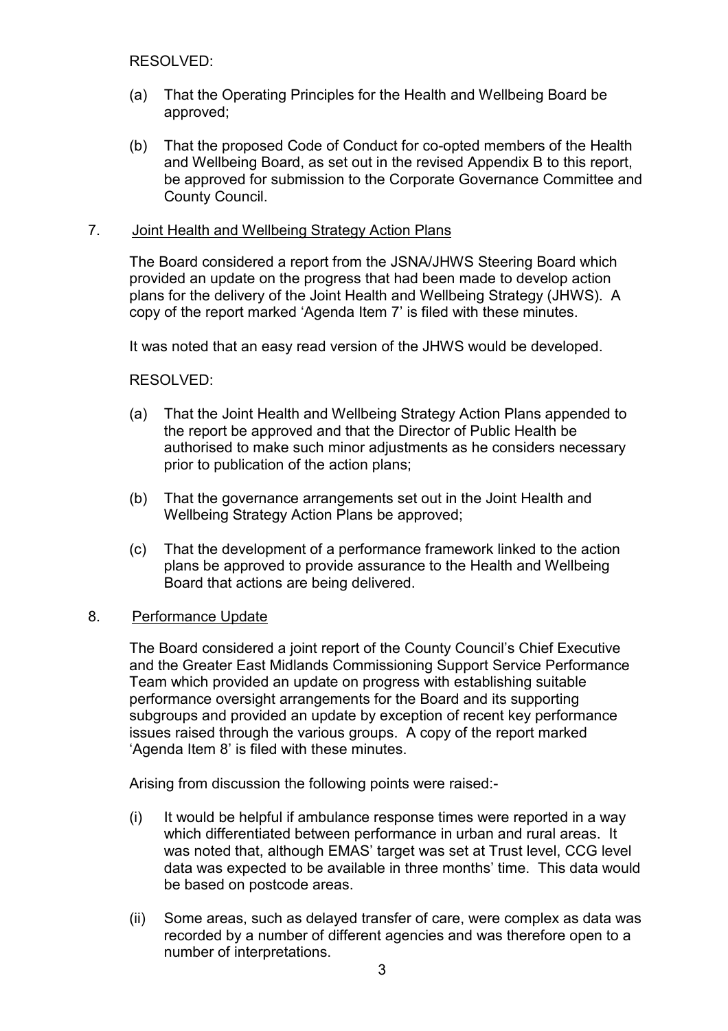RESOLVED:

(a) That the Operating Principles for the Health and Wellbeing Board be approved;

(b) That the proposed Code of Conduct for co-opted members of the Health and Wellbeing Board, as set out in the revised Appendix B to this report, be approved for submission to the Corporate Governance Committee and County Council.

## 7. Joint Health and Wellbeing Strategy Action Plans

The Board considered a report from the JSNA/JHWS Steering Board which provided an update on the progress that had been made to develop action plans for the delivery of the Joint Health and Wellbeing Strategy (JHWS). A copy of the report marked 'Agenda Item 7' is filed with these minutes.

It was noted that an easy read version of the JHWS would be developed.

RESOLVED:

(a) That the Joint Health and Wellbeing Strategy Action Plans appended to the report be approved and that the Director of Public Health be authorised to make such minor adjustments as he considers necessary prior to publication of the action plans;

(b) That the governance arrangements set out in the Joint Health and Wellbeing Strategy Action Plans be approved;

(c) That the development of a performance framework linked to the action plans be approved to provide assurance to the Health and Wellbeing Board that actions are being delivered.

## 8. Performance Update

The Board considered a joint report of the County Council's Chief Executive and the Greater East Midlands Commissioning Support Service Performance Team which provided an update on progress with establishing suitable performance oversight arrangements for the Board and its supporting subgroups and provided an update by exception of recent key performance issues raised through the various groups. A copy of the report marked 'Agenda Item 8' is filed with these minutes.

Arising from discussion the following points were raised:-

(i) It would be helpful if ambulance response times were reported in a way which differentiated between performance in urban and rural areas. It was noted that, although EMAS' target was set at Trust level, CCG level data was expected to be available in three months' time. This data would be based on postcode areas.

(ii) Some areas, such as delayed transfer of care, were complex as data was recorded by a number of different agencies and was therefore open to a number of interpretations.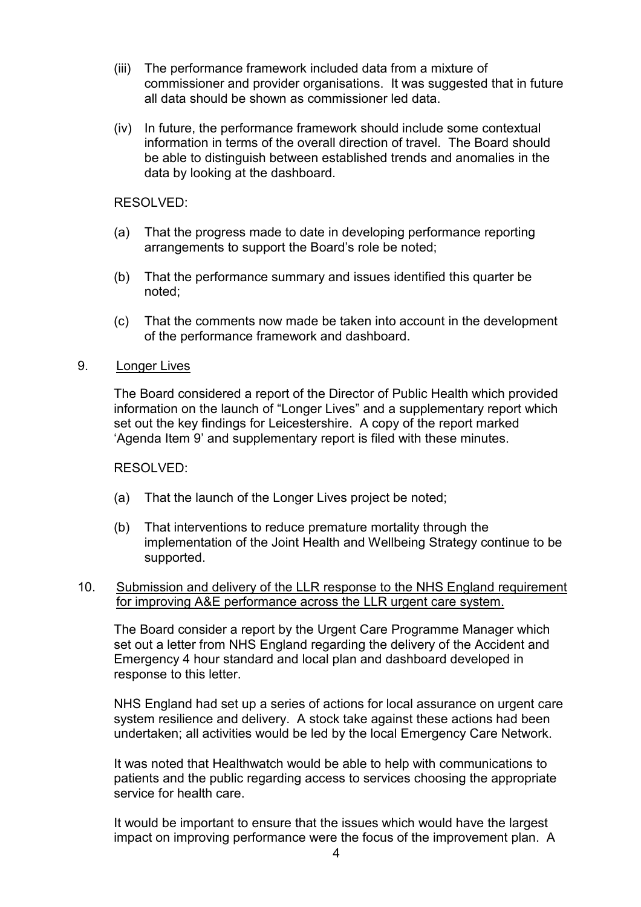(iii) The performance framework included data from a mixture of commissioner and provider organisations. It was suggested that in future all data should be shown as commissioner led data.

(iv) In future, the performance framework should include some contextual information in terms of the overall direction of travel. The Board should be able to distinguish between established trends and anomalies in the data by looking at the dashboard.

RESOLVED:

(a) That the progress made to date in developing performance reporting arrangements to support the Board's role be noted;

(b) That the performance summary and issues identified this quarter be noted;

(c) That the comments now made be taken into account in the development of the performance framework and dashboard.

9. Longer Lives

The Board considered a report of the Director of Public Health which provided information on the launch of "Longer Lives" and a supplementary report which set out the key findings for Leicestershire. A copy of the report marked 'Agenda Item 9' and supplementary report is filed with these minutes.

RESOLVED:

(a) That the launch of the Longer Lives project be noted;

(b) That interventions to reduce premature mortality through the implementation of the Joint Health and Wellbeing Strategy continue to be supported.

10. Submission and delivery of the LLR response to the NHS England requirement for improving A&E performance across the LLR urgent care system.

The Board consider a report by the Urgent Care Programme Manager which set out a letter from NHS England regarding the delivery of the Accident and Emergency 4 hour standard and local plan and dashboard developed in response to this letter.

NHS England had set up a series of actions for local assurance on urgent care system resilience and delivery. A stock take against these actions had been undertaken; all activities would be led by the local Emergency Care Network.

It was noted that Healthwatch would be able to help with communications to patients and the public regarding access to services choosing the appropriate service for health care.

It would be important to ensure that the issues which would have the largest impact on improving performance were the focus of the improvement plan. A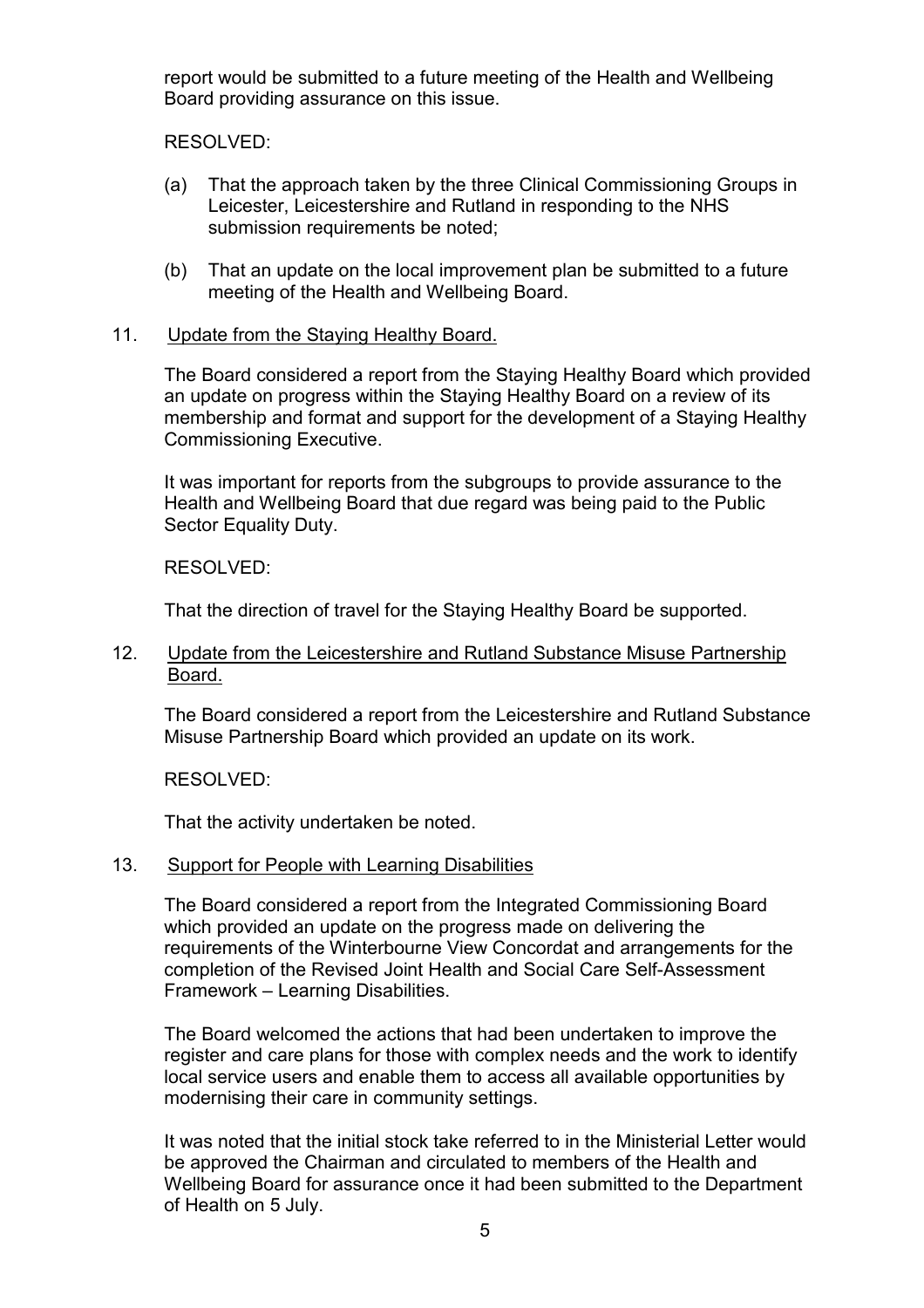report would be submitted to a future meeting of the Health and Wellbeing Board providing assurance on this issue.

RESOLVED:

(a) That the approach taken by the three Clinical Commissioning Groups in Leicester, Leicestershire and Rutland in responding to the NHS submission requirements be noted;

(b) That an update on the local improvement plan be submitted to a future meeting of the Health and Wellbeing Board.

11. Update from the Staying Healthy Board.

The Board considered a report from the Staying Healthy Board which provided an update on progress within the Staying Healthy Board on a review of its membership and format and support for the development of a Staying Healthy Commissioning Executive.

It was important for reports from the subgroups to provide assurance to the Health and Wellbeing Board that due regard was being paid to the Public Sector Equality Duty.

RESOLVED:

That the direction of travel for the Staying Healthy Board be supported.

12. Update from the Leicestershire and Rutland Substance Misuse Partnership Board.

The Board considered a report from the Leicestershire and Rutland Substance Misuse Partnership Board which provided an update on its work.

RESOLVED:

That the activity undertaken be noted.

13. Support for People with Learning Disabilities

The Board considered a report from the Integrated Commissioning Board which provided an update on the progress made on delivering the requirements of the Winterbourne View Concordat and arrangements for the completion of the Revised Joint Health and Social Care Self-Assessment Framework – Learning Disabilities.

The Board welcomed the actions that had been undertaken to improve the register and care plans for those with complex needs and the work to identify local service users and enable them to access all available opportunities by modernising their care in community settings.

It was noted that the initial stock take referred to in the Ministerial Letter would be approved the Chairman and circulated to members of the Health and Wellbeing Board for assurance once it had been submitted to the Department of Health on 5 July.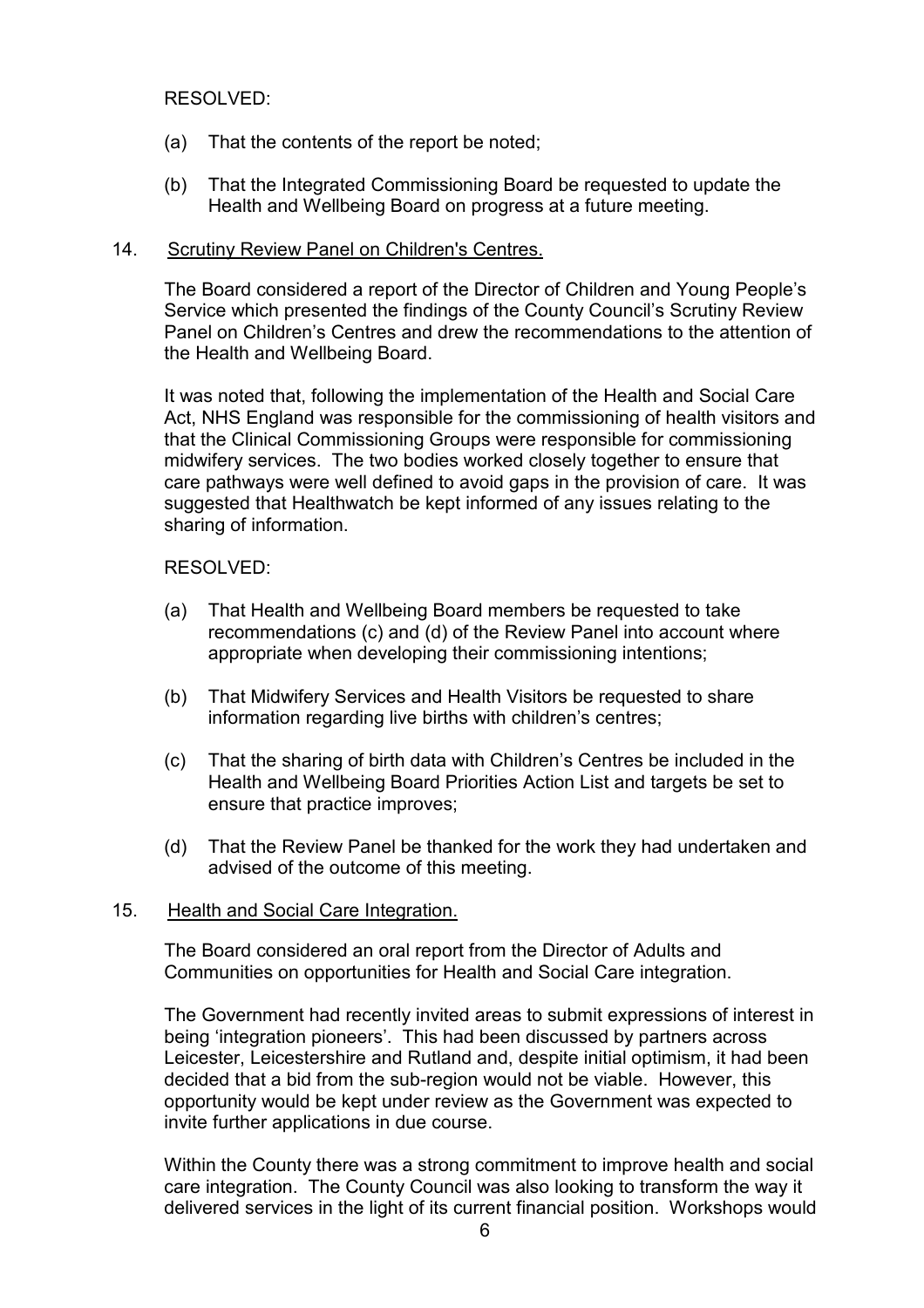RESOLVED:

(a) That the contents of the report be noted;

(b) That the Integrated Commissioning Board be requested to update the Health and Wellbeing Board on progress at a future meeting.

14. Scrutiny Review Panel on Children's Centres.

The Board considered a report of the Director of Children and Young People's Service which presented the findings of the County Council's Scrutiny Review Panel on Children's Centres and drew the recommendations to the attention of the Health and Wellbeing Board.

It was noted that, following the implementation of the Health and Social Care Act, NHS England was responsible for the commissioning of health visitors and that the Clinical Commissioning Groups were responsible for commissioning midwifery services. The two bodies worked closely together to ensure that care pathways were well defined to avoid gaps in the provision of care. It was suggested that Healthwatch be kept informed of any issues relating to the sharing of information.

RESOLVED:

(a) That Health and Wellbeing Board members be requested to take recommendations (c) and (d) of the Review Panel into account where appropriate when developing their commissioning intentions;

(b) That Midwifery Services and Health Visitors be requested to share information regarding live births with children's centres;

(c) That the sharing of birth data with Children's Centres be included in the Health and Wellbeing Board Priorities Action List and targets be set to ensure that practice improves;

(d) That the Review Panel be thanked for the work they had undertaken and advised of the outcome of this meeting.

15. Health and Social Care Integration.

The Board considered an oral report from the Director of Adults and Communities on opportunities for Health and Social Care integration.

The Government had recently invited areas to submit expressions of interest in being 'integration pioneers'. This had been discussed by partners across Leicester, Leicestershire and Rutland and, despite initial optimism, it had been decided that a bid from the sub-region would not be viable. However, this opportunity would be kept under review as the Government was expected to invite further applications in due course.

Within the County there was a strong commitment to improve health and social care integration. The County Council was also looking to transform the way it delivered services in the light of its current financial position. Workshops would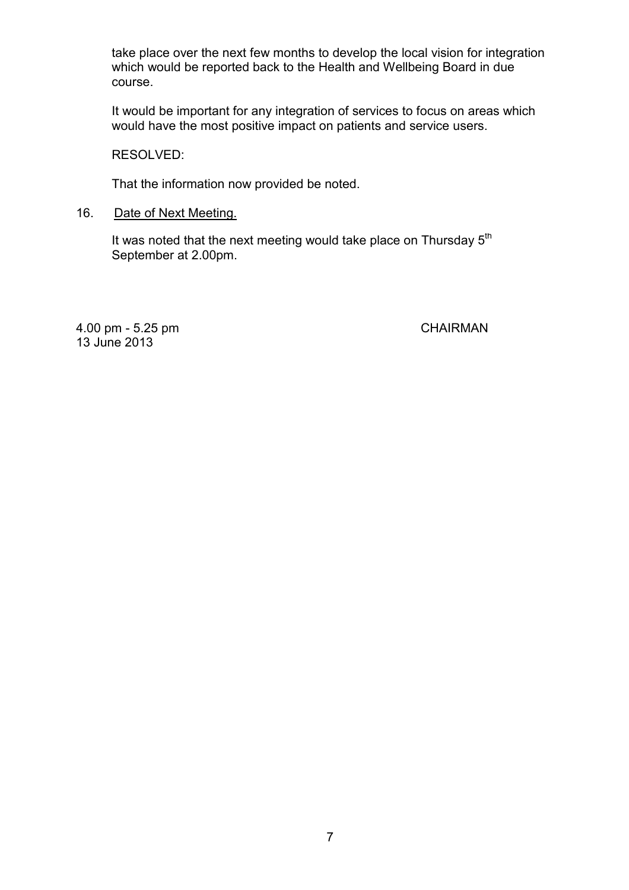take place over the next few months to develop the local vision for integration which would be reported back to the Health and Wellbeing Board in due course.

It would be important for any integration of services to focus on areas which would have the most positive impact on patients and service users.

RESOLVED:

That the information now provided be noted.

16. Date of Next Meeting.

It was noted that the next meeting would take place on Thursday 5th September at 2.00pm.

4.00 pm - 5.25 pm CHAIRMAN
13 June 2013